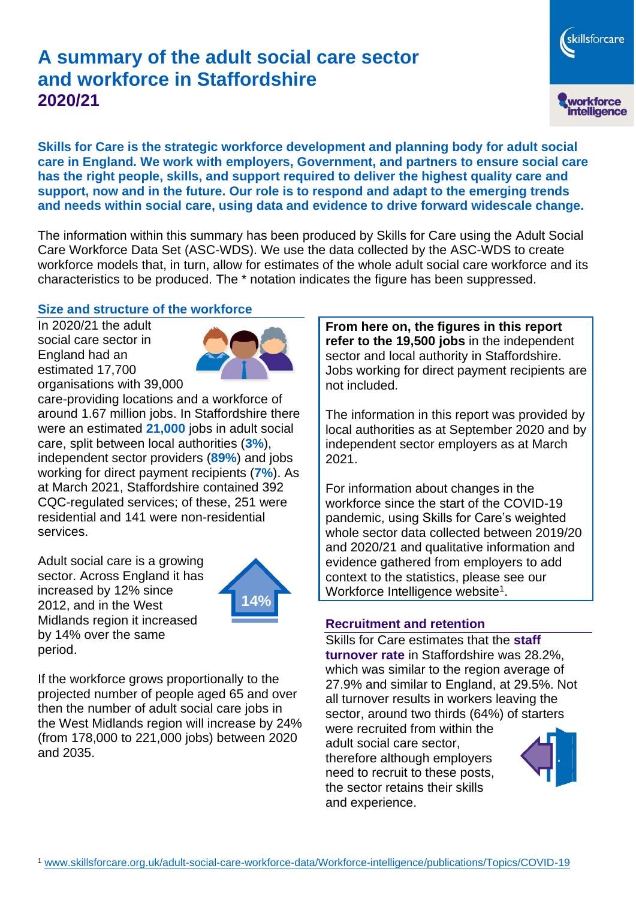# A summary of the adult social care sector and workforce in Staffordshire 2020/21

**Skills for Care is the strategic workforce development and planning body for adult social care in England. We work with employers, Government, and partners to ensure social care has the right people, skills, and support required to deliver the highest quality care and support, now and in the future. Our role is to respond and adapt to the emerging trends and needs within social care, using data and evidence to drive forward widescale change.**

The information within this summary has been produced by Skills for Care using the Adult Social Care Workforce Data Set (ASC-WDS). We use the data collected by the ASC-WDS to create workforce models that, in turn, allow for estimates of the whole adult social care workforce and its characteristics to be produced. The * notation indicates the figure has been suppressed.

## Size and structure of the workforce

In 2020/21 the adult social care sector in England had an estimated 17,700 organisations with 39,000 care-providing locations and a workforce of around 1.67 million jobs. In Staffordshire there were an estimated **21,000** jobs in adult social care, split between local authorities (**3%**), independent sector providers (**89%**) and jobs working for direct payment recipients (**7%**). As at March 2021, Staffordshire contained 392 CQC-regulated services; of these, 251 were residential and 141 were non-residential services.

Adult social care is a growing sector. Across England it has increased by 12% since 2012, and in the West Midlands region it increased by 14% over the same period.

14%

If the workforce grows proportionally to the projected number of people aged 65 and over then the number of adult social care jobs in the West Midlands region will increase by 24% (from 178,000 to 221,000 jobs) between 2020 and 2035.

**From here on, the figures in this report refer to the 19,500 jobs** in the independent sector and local authority in Staffordshire. Jobs working for direct payment recipients are not included.

The information in this report was provided by local authorities as at September 2020 and by independent sector employers as at March 2021.

For information about changes in the workforce since the start of the COVID-19 pandemic, using Skills for Care's weighted whole sector data collected between 2019/20 and 2020/21 and qualitative information and evidence gathered from employers to add context to the statistics, please see our Workforce Intelligence website[1].

## Recruitment and retention

Skills for Care estimates that the **staff turnover rate** in Staffordshire was 28.2%, which was similar to the region average of 27.9% and similar to England, at 29.5%. Not all turnover results in workers leaving the sector, around two thirds (64%) of starters were recruited from within the adult social care sector, therefore although employers need to recruit to these posts, the sector retains their skills and experience.

[1] www.skillsforcare.org.uk/adult-social-care-workforce-data/Workforce-intelligence/publications/Topics/COVID-19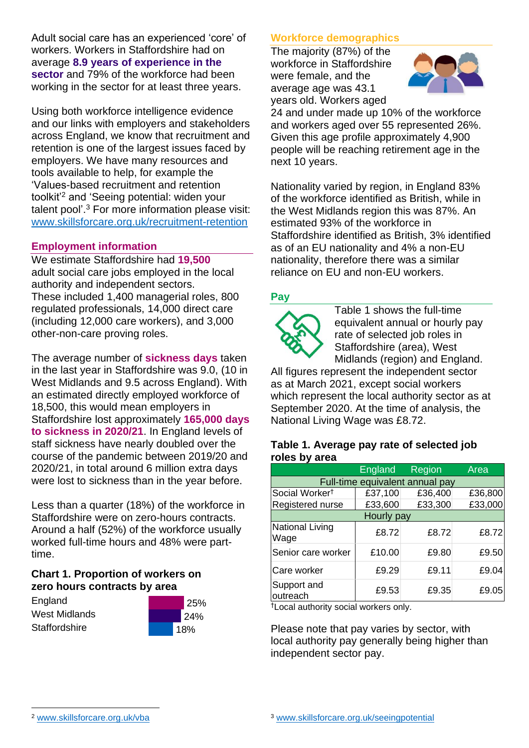Adult social care has an experienced 'core' of workers. Workers in Staffordshire had on average **8.9 years of experience in the sector** and 79% of the workforce had been working in the sector for at least three years.

Using both workforce intelligence evidence and our links with employers and stakeholders across England, we know that recruitment and retention is one of the largest issues faced by employers. We have many resources and tools available to help, for example the 'Values-based recruitment and retention toolkit'[2] and 'Seeing potential: widen your talent pool'.[3] For more information please visit: www.skillsforcare.org.uk/recruitment-retention

## Employment information

We estimate Staffordshire had **19,500** adult social care jobs employed in the local authority and independent sectors. These included 1,400 managerial roles, 800 regulated professionals, 14,000 direct care (including 12,000 care workers), and 3,000 other-non-care proving roles.

The average number of **sickness days** taken in the last year in Staffordshire was 9.0, (10 in West Midlands and 9.5 across England). With an estimated directly employed workforce of 18,500, this would mean employers in Staffordshire lost approximately **165,000 days to sickness in 2020/21**. In England levels of staff sickness have nearly doubled over the course of the pandemic between 2019/20 and 2020/21, in total around 6 million extra days were lost to sickness than in the year before.

Less than a quarter (18%) of the workforce in Staffordshire were on zero-hours contracts. Around a half (52%) of the workforce usually worked full-time hours and 48% were part-time.

### Chart 1. Proportion of workers on zero hours contracts by area

| Area | Proportion |
|---|---|
| England | 25% |
| West Midlands | 24% |
| Staffordshire | 18% |

## Workforce demographics

The majority (87%) of the workforce in Staffordshire were female, and the average age was 43.1 years old. Workers aged 24 and under made up 10% of the workforce and workers aged over 55 represented 26%. Given this age profile approximately 4,900 people will be reaching retirement age in the next 10 years.

Nationality varied by region, in England 83% of the workforce identified as British, while in the West Midlands region this was 87%. An estimated 93% of the workforce in Staffordshire identified as British, 3% identified as of an EU nationality and 4% a non-EU nationality, therefore there was a similar reliance on EU and non-EU workers.

## Pay

Table 1 shows the full-time equivalent annual or hourly pay rate of selected job roles in Staffordshire (area), West Midlands (region) and England. All figures represent the independent sector as at March 2021, except social workers which represent the local authority sector as at September 2020. At the time of analysis, the National Living Wage was £8.72.

### Table 1. Average pay rate of selected job roles by area

| | England | Region | Area |
|---|---|---|---|
| **Full-time equivalent annual pay** | | | |
| Social Worker† | £37,100 | £36,400 | £36,800 |
| Registered nurse | £33,600 | £33,300 | £33,000 |
| **Hourly pay** | | | |
| National Living Wage | £8.72 | £8.72 | £8.72 |
| Senior care worker | £10.00 | £9.80 | £9.50 |
| Care worker | £9.29 | £9.11 | £9.04 |
| Support and outreach | £9.53 | £9.35 | £9.05 |

†Local authority social workers only.

Please note that pay varies by sector, with local authority pay generally being higher than independent sector pay.

[2] www.skillsforcare.org.uk/vba

[3] www.skillsforcare.org.uk/seeingpotential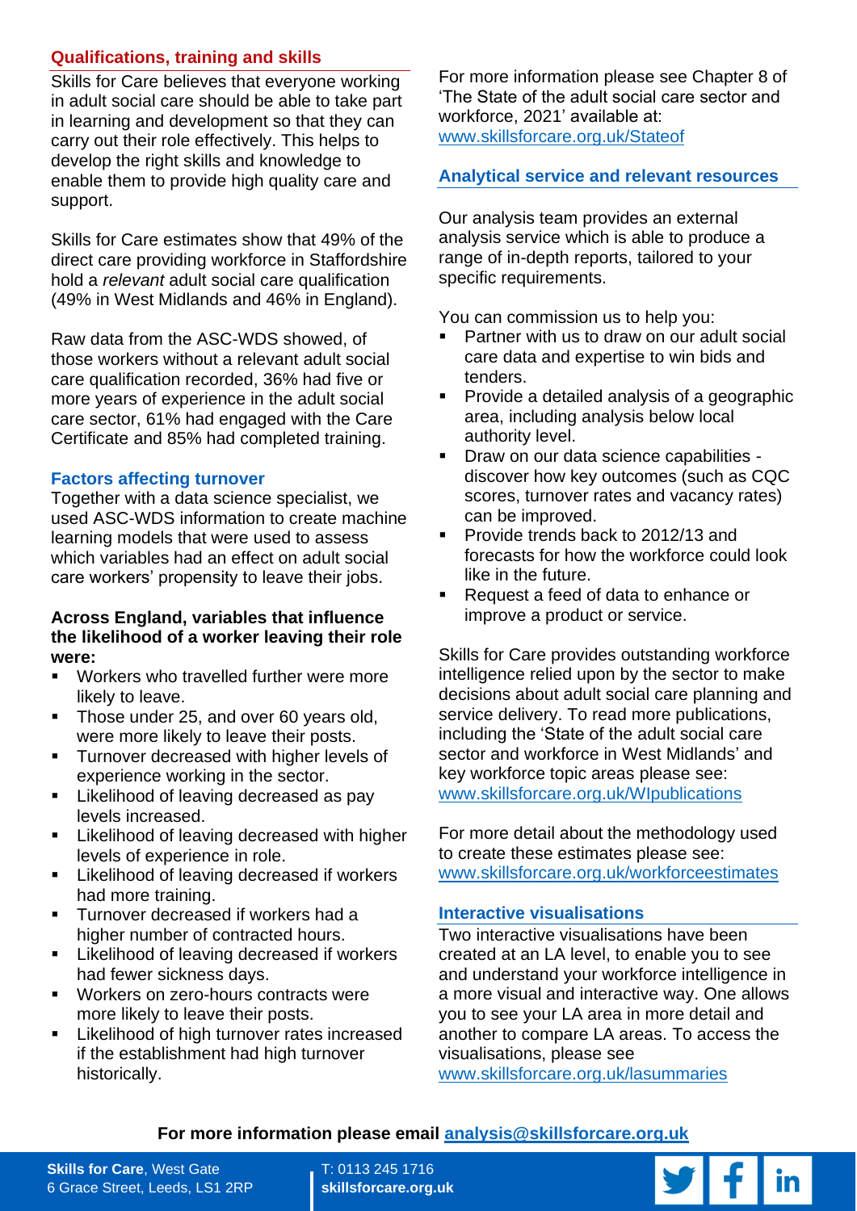## Qualifications, training and skills

Skills for Care believes that everyone working in adult social care should be able to take part in learning and development so that they can carry out their role effectively. This helps to develop the right skills and knowledge to enable them to provide high quality care and support.

Skills for Care estimates show that 49% of the direct care providing workforce in Staffordshire hold a *relevant* adult social care qualification (49% in West Midlands and 46% in England).

Raw data from the ASC-WDS showed, of those workers without a relevant adult social care qualification recorded, 36% had five or more years of experience in the adult social care sector, 61% had engaged with the Care Certificate and 85% had completed training.

## Factors affecting turnover

Together with a data science specialist, we used ASC-WDS information to create machine learning models that were used to assess which variables had an effect on adult social care workers' propensity to leave their jobs.

**Across England, variables that influence the likelihood of a worker leaving their role were:**

- Workers who travelled further were more likely to leave.
- Those under 25, and over 60 years old, were more likely to leave their posts.
- Turnover decreased with higher levels of experience working in the sector.
- Likelihood of leaving decreased as pay levels increased.
- Likelihood of leaving decreased with higher levels of experience in role.
- Likelihood of leaving decreased if workers had more training.
- Turnover decreased if workers had a higher number of contracted hours.
- Likelihood of leaving decreased if workers had fewer sickness days.
- Workers on zero-hours contracts were more likely to leave their posts.
- Likelihood of high turnover rates increased if the establishment had high turnover historically.

For more information please see Chapter 8 of 'The State of the adult social care sector and workforce, 2021' available at: www.skillsforcare.org.uk/Stateof

## Analytical service and relevant resources

Our analysis team provides an external analysis service which is able to produce a range of in-depth reports, tailored to your specific requirements.

You can commission us to help you:

- Partner with us to draw on our adult social care data and expertise to win bids and tenders.
- Provide a detailed analysis of a geographic area, including analysis below local authority level.
- Draw on our data science capabilities - discover how key outcomes (such as CQC scores, turnover rates and vacancy rates) can be improved.
- Provide trends back to 2012/13 and forecasts for how the workforce could look like in the future.
- Request a feed of data to enhance or improve a product or service.

Skills for Care provides outstanding workforce intelligence relied upon by the sector to make decisions about adult social care planning and service delivery. To read more publications, including the 'State of the adult social care sector and workforce in West Midlands' and key workforce topic areas please see: www.skillsforcare.org.uk/WIpublications

For more detail about the methodology used to create these estimates please see: www.skillsforcare.org.uk/workforceestimates

## Interactive visualisations

Two interactive visualisations have been created at an LA level, to enable you to see and understand your workforce intelligence in a more visual and interactive way. One allows you to see your LA area in more detail and another to compare LA areas. To access the visualisations, please see www.skillsforcare.org.uk/lasummaries

**For more information please email analysis@skillsforcare.org.uk**

**Skills for Care**, West Gate
6 Grace Street, Leeds, LS1 2RP

T: 0113 245 1716
**skillsforcare.org.uk**